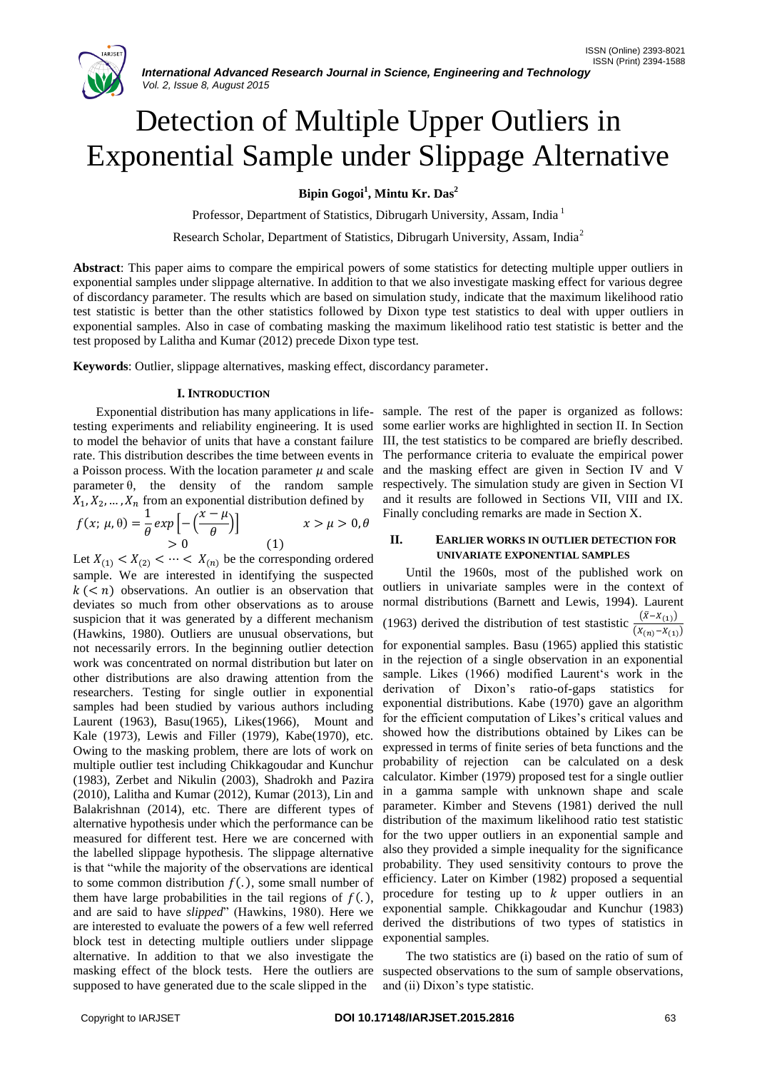# Detection of Multiple Upper Outliers in Exponential Sample under Slippage Alternative

**Bipin Gogoi[1], Mintu Kr. Das[2]**

Professor, Department of Statistics, Dibrugarh University, Assam, India [1]

Research Scholar, Department of Statistics, Dibrugarh University, Assam, India[2]

**Abstract**: This paper aims to compare the empirical powers of some statistics for detecting multiple upper outliers in exponential samples under slippage alternative. In addition to that we also investigate masking effect for various degree of discordancy parameter. The results which are based on simulation study, indicate that the maximum likelihood ratio test statistic is better than the other statistics followed by Dixon type test statistics to deal with upper outliers in exponential samples. Also in case of combating masking the maximum likelihood ratio test statistic is better and the test proposed by Lalitha and Kumar (2012) precede Dixon type test.

**Keywords**: Outlier, slippage alternatives, masking effect, discordancy parameter.

## I. INTRODUCTION

Exponential distribution has many applications in life-testing experiments and reliability engineering. It is used to model the behavior of units that have a constant failure rate. This distribution describes the time between events in a Poisson process. With the location parameter $\mu$ and scale parameter $\theta$, the density of the random sample $X_1, X_2, \ldots, X_n$ from an exponential distribution defined by

$$f(x;\, \mu, \theta) = \frac{1}{\theta} exp\left[-\left(\frac{x-\mu}{\theta}\right)\right] \qquad x > \mu > 0, \theta > 0 \qquad (1)$$

Let $X_{(1)} < X_{(2)} < \cdots < X_{(n)}$ be the corresponding ordered sample. We are interested in identifying the suspected $k\ (< n)$ observations. An outlier is an observation that deviates so much from other observations as to arouse suspicion that it was generated by a different mechanism (Hawkins, 1980). Outliers are unusual observations, but not necessarily errors. In the beginning outlier detection work was concentrated on normal distribution but later on other distributions are also drawing attention from the researchers. Testing for single outlier in exponential samples had been studied by various authors including Laurent (1963), Basu(1965), Likes(1966), Mount and Kale (1973), Lewis and Filler (1979), Kabe(1970), etc. Owing to the masking problem, there are lots of work on multiple outlier test including Chikkagoudar and Kunchur (1983), Zerbet and Nikulin (2003), Shadrokh and Pazira (2010), Lalitha and Kumar (2012), Kumar (2013), Lin and Balakrishnan (2014), etc. There are different types of alternative hypothesis under which the performance can be measured for different test. Here we are concerned with the labelled slippage hypothesis. The slippage alternative is that "while the majority of the observations are identical to some common distribution $f(.)$, some small number of them have large probabilities in the tail regions of $f(.)$, and are said to have *slipped*" (Hawkins, 1980). Here we are interested to evaluate the powers of a few well referred block test in detecting multiple outliers under slippage alternative. In addition to that we also investigate the masking effect of the block tests. Here the outliers are supposed to have generated due to the scale slipped in the sample. The rest of the paper is organized as follows: some earlier works are highlighted in section II. In Section III, the test statistics to be compared are briefly described. The performance criteria to evaluate the empirical power and the masking effect are given in Section IV and V respectively. The simulation study are given in Section VI and it results are followed in Sections VII, VIII and IX. Finally concluding remarks are made in Section X.

## II. EARLIER WORKS IN OUTLIER DETECTION FOR UNIVARIATE EXPONENTIAL SAMPLES

Until the 1960s, most of the published work on outliers in univariate samples were in the context of normal distributions (Barnett and Lewis, 1994). Laurent (1963) derived the distribution of test statistic $\frac{(\bar{x}-X_{(1)})}{(X_{(n)}-X_{(1)})}$ for exponential samples. Basu (1965) applied this statistic in the rejection of a single observation in an exponential sample. Likes (1966) modified Laurent's work in the derivation of Dixon's ratio-of-gaps statistics for exponential distributions. Kabe (1970) gave an algorithm for the efficient computation of Likes's critical values and showed how the distributions obtained by Likes can be expressed in terms of finite series of beta functions and the probability of rejection can be calculated on a desk calculator. Kimber (1979) proposed test for a single outlier in a gamma sample with unknown shape and scale parameter. Kimber and Stevens (1981) derived the null distribution of the maximum likelihood ratio test statistic for the two upper outliers in an exponential sample and also they provided a simple inequality for the significance probability. They used sensitivity contours to prove the efficiency. Later on Kimber (1982) proposed a sequential procedure for testing up to $k$ upper outliers in an exponential sample. Chikkagoudar and Kunchur (1983) derived the distributions of two types of statistics in exponential samples.

The two statistics are (i) based on the ratio of sum of suspected observations to the sum of sample observations, and (ii) Dixon's type statistic.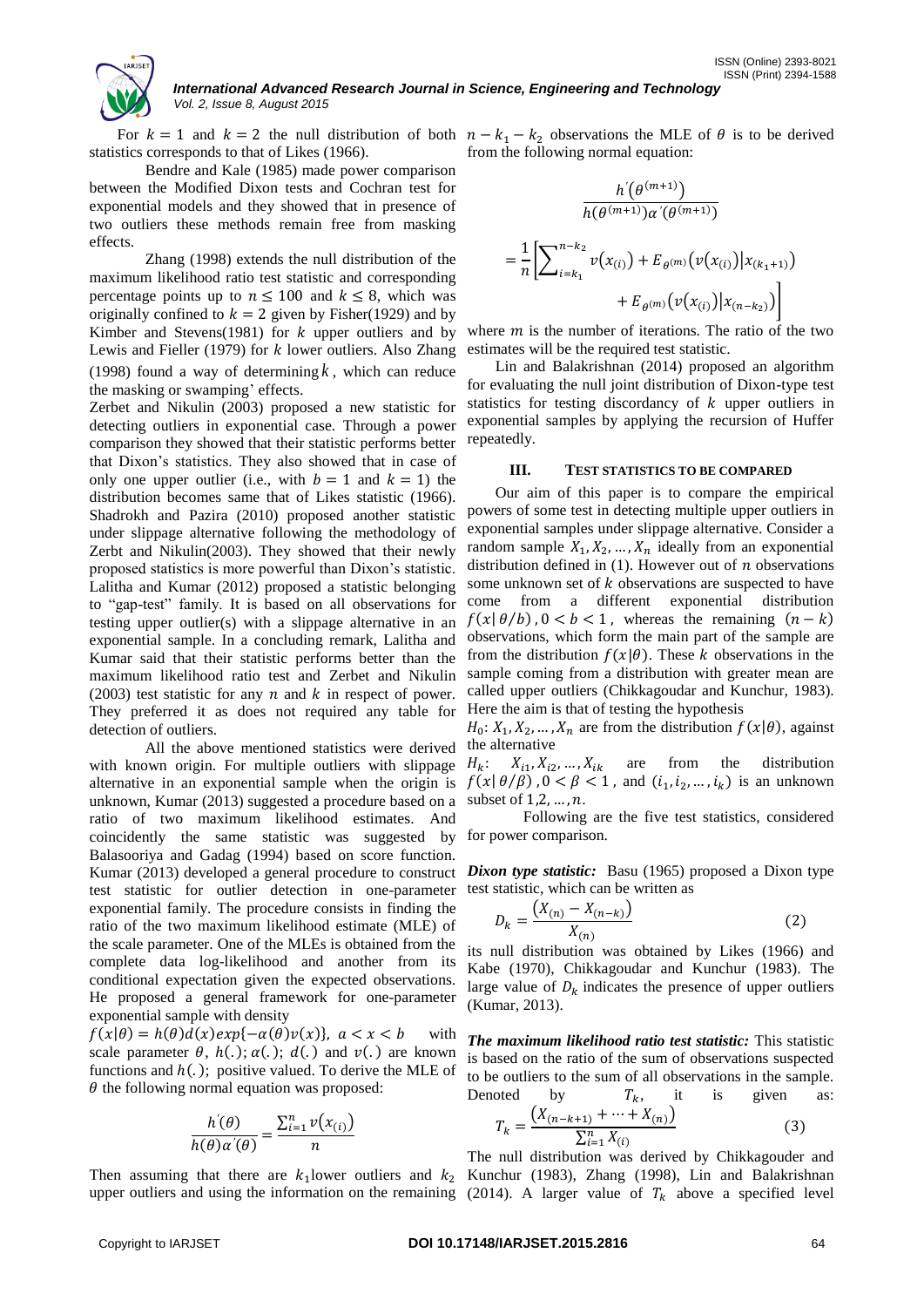For $k = 1$ and $k = 2$ the null distribution of both statistics corresponds to that of Likes (1966).

Bendre and Kale (1985) made power comparison between the Modified Dixon tests and Cochran test for exponential models and they showed that in presence of two outliers these methods remain free from masking effects.

Zhang (1998) extends the null distribution of the maximum likelihood ratio test statistic and corresponding percentage points up to $n \leq 100$ and $k \leq 8$, which was originally confined to $k = 2$ given by Fisher(1929) and by Kimber and Stevens(1981) for $k$ upper outliers and by Lewis and Fieller (1979) for $k$ lower outliers. Also Zhang (1998) found a way of determining $k$, which can reduce the masking or swamping' effects.

Zerbet and Nikulin (2003) proposed a new statistic for detecting outliers in exponential case. Through a power comparison they showed that their statistic performs better that Dixon's statistics. They also showed that in case of only one upper outlier (i.e., with $b = 1$ and $k = 1$) the distribution becomes same that of Likes statistic (1966). Shadrokh and Pazira (2010) proposed another statistic under slippage alternative following the methodology of Zerbt and Nikulin(2003). They showed that their newly proposed statistics is more powerful than Dixon's statistic. Lalitha and Kumar (2012) proposed a statistic belonging to "gap-test" family. It is based on all observations for testing upper outlier(s) with a slippage alternative in an exponential sample. In a concluding remark, Lalitha and Kumar said that their statistic performs better than the maximum likelihood ratio test and Zerbet and Nikulin (2003) test statistic for any $n$ and $k$ in respect of power. They preferred it as does not required any table for detection of outliers.

All the above mentioned statistics were derived with known origin. For multiple outliers with slippage alternative in an exponential sample when the origin is unknown, Kumar (2013) suggested a procedure based on a ratio of two maximum likelihood estimates. And coincidently the same statistic was suggested by Balasooriya and Gadag (1994) based on score function. Kumar (2013) developed a general procedure to construct test statistic for outlier detection in one-parameter exponential family. The procedure consists in finding the ratio of the two maximum likelihood estimate (MLE) of the scale parameter. One of the MLEs is obtained from the complete data log-likelihood and another from its conditional expectation given the expected observations. He proposed a general framework for one-parameter exponential sample with density

$f(x|\theta) = h(\theta)d(x)exp\{-\alpha(\theta)v(x)\},\ a < x < b$ with scale parameter $\theta$, $h(.)$; $\alpha(.)$; $d(.)$ and $v(.)$ are known functions and $h(.)$; positive valued. To derive the MLE of $\theta$ the following normal equation was proposed:

$$\frac{h'(\theta)}{h(\theta)\alpha'(\theta)} = \frac{\sum_{i=1}^{n} v(x_{(i)})}{n}$$

Then assuming that there are $k_1$ lower outliers and $k_2$ upper outliers and using the information on the remaining $n - k_1 - k_2$ observations the MLE of $\theta$ is to be derived from the following normal equation:

$$\frac{h'(\theta^{(m+1)})}{h(\theta^{(m+1)})\alpha'(\theta^{(m+1)})}$$

$$= \frac{1}{n}\left[\sum_{i=k_1}^{n-k_2} v(x_{(i)}) + E_{\theta^{(m)}}\big(v(x_{(i)})\big|x_{(k_1+1)}\big) + E_{\theta^{(m)}}\big(v(x_{(i)})\big|x_{(n-k_2)}\big)\right]$$

where $m$ is the number of iterations. The ratio of the two estimates will be the required test statistic.

Lin and Balakrishnan (2014) proposed an algorithm for evaluating the null joint distribution of Dixon-type test statistics for testing discordancy of $k$ upper outliers in exponential samples by applying the recursion of Huffer repeatedly.

## III. TEST STATISTICS TO BE COMPARED

Our aim of this paper is to compare the empirical powers of some test in detecting multiple upper outliers in exponential samples under slippage alternative. Consider a random sample $X_1, X_2, \ldots, X_n$ ideally from an exponential distribution defined in (1). However out of $n$ observations some unknown set of $k$ observations are suspected to have come from a different exponential distribution $f(x|\,\theta/b)$, $0 < b < 1$, whereas the remaining $(n - k)$ observations, which form the main part of the sample are from the distribution $f(x|\theta)$. These $k$ observations in the sample coming from a distribution with greater mean are called upper outliers (Chikkagoudar and Kunchur, 1983). Here the aim is that of testing the hypothesis

$H_0$: $X_1, X_2, \ldots, X_n$ are from the distribution $f(x|\theta)$, against the alternative

$H_k$: $X_{i1}, X_{i2}, \ldots, X_{ik}$ are from the distribution $f(x|\,\theta/\beta)$, $0 < \beta < 1$, and $(i_1, i_2, \ldots, i_k)$ is an unknown subset of $1, 2, \ldots, n$.

Following are the five test statistics, considered for power comparison.

***Dixon type statistic:*** Basu (1965) proposed a Dixon type test statistic, which can be written as

$$D_k = \frac{\left(X_{(n)} - X_{(n-k)}\right)}{X_{(n)}} \quad (2)$$

its null distribution was obtained by Likes (1966) and Kabe (1970), Chikkagoudar and Kunchur (1983). The large value of $D_k$ indicates the presence of upper outliers (Kumar, 2013).

***The maximum likelihood ratio test statistic:*** This statistic is based on the ratio of the sum of observations suspected to be outliers to the sum of all observations in the sample. Denoted by $T_k$, it is given as:

$$T_k = \frac{\left(X_{(n-k+1)} + \cdots + X_{(n)}\right)}{\sum_{i=1}^{n} X_{(i)}} \quad (3)$$

The null distribution was derived by Chikkagouder and Kunchur (1983), Zhang (1998), Lin and Balakrishnan (2014). A larger value of $T_k$ above a specified level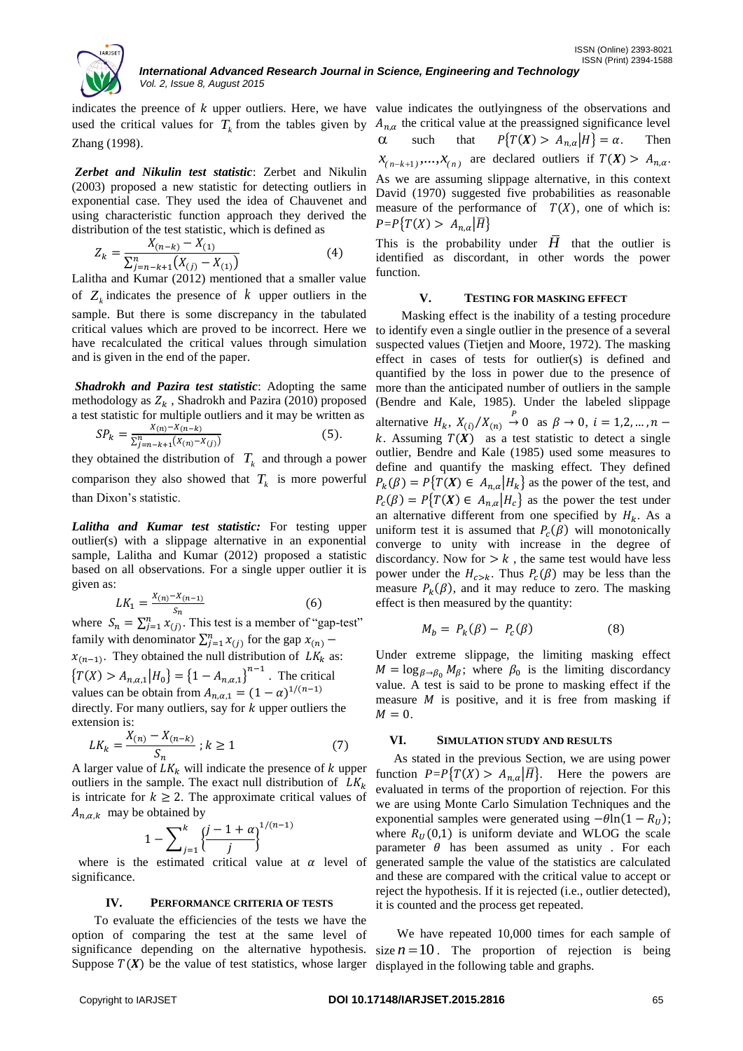indicates the preence of $k$ upper outliers. Here, we have used the critical values for $T_k$ from the tables given by Zhang (1998).

***Zerbet and Nikulin test statistic***: Zerbet and Nikulin (2003) proposed a new statistic for detecting outliers in exponential case. They used the idea of Chauvenet and using characteristic function approach they derived the distribution of the test statistic, which is defined as

$$Z_k = \frac{X_{(n-k)} - X_{(1)}}{\sum_{j=n-k+1}^{n}(X_{(j)} - X_{(1)})} \qquad (4)$$

Lalitha and Kumar (2012) mentioned that a smaller value of $Z_k$ indicates the presence of $k$ upper outliers in the sample. But there is some discrepancy in the tabulated critical values which are proved to be incorrect. Here we have recalculated the critical values through simulation and is given in the end of the paper.

***Shadrokh and Pazira test statistic***: Adopting the same methodology as $Z_k$, Shadrokh and Pazira (2010) proposed a test statistic for multiple outliers and it may be written as

$$SP_k = \frac{X_{(n)} - X_{(n-k)}}{\sum_{j=n-k+1}^{n}(X_{(n)} - X_{(j)})} \qquad (5).$$

they obtained the distribution of $T_k$ and through a power comparison they also showed that $T_k$ is more powerful than Dixon's statistic.

***Lalitha and Kumar test statistic:*** For testing upper outlier(s) with a slippage alternative in an exponential sample, Lalitha and Kumar (2012) proposed a statistic based on all observations. For a single upper outlier it is given as:

$$LK_1 = \frac{X_{(n)} - X_{(n-1)}}{S_n} \qquad (6)$$

where $S_n = \sum_{j=1}^{n} x_{(j)}$. This test is a member of "gap-test" family with denominator $\sum_{j=1}^{n} x_{(j)}$ for the gap $x_{(n)} - x_{(n-1)}$. They obtained the null distribution of $LK_k$ as: $\{T(X) > A_{n,\alpha,1} | H_0\} = \{1 - A_{n,\alpha,1}\}^{n-1}$. The critical values can be obtain from $A_{n,\alpha,1} = (1-\alpha)^{1/(n-1)}$ directly. For many outliers, say for $k$ upper outliers the extension is:

$$LK_k = \frac{X_{(n)} - X_{(n-k)}}{S_n}\,;\, k \geq 1 \qquad (7)$$

A larger value of $LK_k$ will indicate the presence of $k$ upper outliers in the sample. The exact null distribution of $LK_k$ is intricate for $k \geq 2$. The approximate critical values of $A_{n,\alpha,k}$ may be obtained by

$$1 - \sum_{j=1}^{k} \left\{\frac{j-1+\alpha}{j}\right\}^{1/(n-1)}$$

where is the estimated critical value at $\alpha$ level of significance.

## IV. PERFORMANCE CRITERIA OF TESTS

To evaluate the efficiencies of the tests we have the option of comparing the test at the same level of significance depending on the alternative hypothesis. Suppose $T(\boldsymbol{X})$ be the value of test statistics, whose larger value indicates the outlyingness of the observations and $A_{n,\alpha}$ the critical value at the preassigned significance level $\alpha$ such that $P\{T(\boldsymbol{X}) > A_{n,\alpha} | H\} = \alpha$. Then $x_{(n-k+1)}, \ldots, x_{(n)}$ are declared outliers if $T(\boldsymbol{X}) > A_{n,\alpha}$. As we are assuming slippage alternative, in this context David (1970) suggested five probabilities as reasonable measure of the performance of $T(X)$, one of which is: $P = P\{T(X) > A_{n,\alpha} | \bar{H}\}$

This is the probability under $\bar{H}$ that the outlier is identified as discordant, in other words the power function.

## V. TESTING FOR MASKING EFFECT

Masking effect is the inability of a testing procedure to identify even a single outlier in the presence of a several suspected values (Tietjen and Moore, 1972). The masking effect in cases of tests for outlier(s) is defined and quantified by the loss in power due to the presence of more than the anticipated number of outliers in the sample (Bendre and Kale, 1985). Under the labeled slippage alternative $H_k$, $X_{(i)}/X_{(n)} \overset{P}{\rightarrow} 0$ as $\beta \rightarrow 0$, $i = 1, 2, \ldots, n-k$. Assuming $T(\boldsymbol{X})$ as a test statistic to detect a single outlier, Bendre and Kale (1985) used some measures to define and quantify the masking effect. They defined $P_k(\beta) = P\{T(\boldsymbol{X}) \in A_{n,\alpha} | H_k\}$ as the power of the test, and $P_c(\beta) = P\{T(\boldsymbol{X}) \in A_{n,\alpha} | H_c\}$ as the power the test under an alternative different from one specified by $H_k$. As a uniform test it is assumed that $P_c(\beta)$ will monotonically converge to unity with increase in the degree of discordancy. Now for $> k$, the same test would have less power under the $H_{c>k}$. Thus $P_c(\beta)$ may be less than the measure $P_k(\beta)$, and it may reduce to zero. The masking effect is then measured by the quantity:

$$M_b = P_k(\beta) - P_c(\beta) \qquad (8)$$

Under extreme slippage, the limiting masking effect $M = \log_{\beta \rightarrow \beta_0} M_\beta$; where $\beta_0$ is the limiting discordancy value. A test is said to be prone to masking effect if the measure $M$ is positive, and it is free from masking if $M = 0$.

## VI. SIMULATION STUDY AND RESULTS

As stated in the previous Section, we are using power function $P = P\{T(X) > A_{n,\alpha} | \bar{H}\}$. Here the powers are evaluated in terms of the proportion of rejection. For this we are using Monte Carlo Simulation Techniques and the exponential samples were generated using $-\theta \ln(1 - R_U)$; where $R_U(0,1)$ is uniform deviate and WLOG the scale parameter $\theta$ has been assumed as unity. For each generated sample the value of the statistics are calculated and these are compared with the critical value to accept or reject the hypothesis. If it is rejected (i.e., outlier detected), it is counted and the process get repeated.

We have repeated 10,000 times for each sample of size $n = 10$. The proportion of rejection is being displayed in the following table and graphs.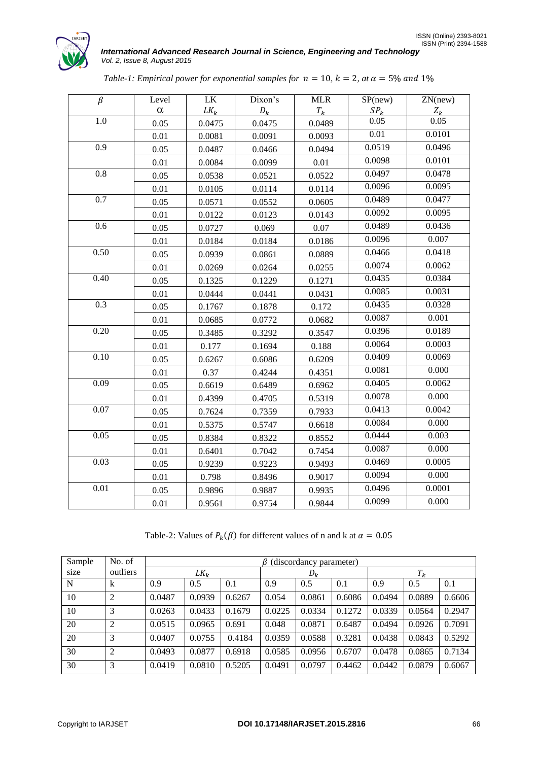*Table-1: Empirical power for exponential samples for $n = 10$, $k = 2$, at $\alpha = 5\%$ and $1\%$*

| $\beta$ | Level $\alpha$ | LK $LK_k$ | Dixon's $D_k$ | MLR $T_k$ | SP(new) $SP_k$ | ZN(new) $Z_k$ |
|---|---|---|---|---|---|---|
| 1.0 | 0.05 | 0.0475 | 0.0475 | 0.0489 | 0.05 | 0.05 |
| | 0.01 | 0.0081 | 0.0091 | 0.0093 | 0.01 | 0.0101 |
| 0.9 | 0.05 | 0.0487 | 0.0466 | 0.0494 | 0.0519 | 0.0496 |
| | 0.01 | 0.0084 | 0.0099 | 0.01 | 0.0098 | 0.0101 |
| 0.8 | 0.05 | 0.0538 | 0.0521 | 0.0522 | 0.0497 | 0.0478 |
| | 0.01 | 0.0105 | 0.0114 | 0.0114 | 0.0096 | 0.0095 |
| 0.7 | 0.05 | 0.0571 | 0.0552 | 0.0605 | 0.0489 | 0.0477 |
| | 0.01 | 0.0122 | 0.0123 | 0.0143 | 0.0092 | 0.0095 |
| 0.6 | 0.05 | 0.0727 | 0.069 | 0.07 | 0.0489 | 0.0436 |
| | 0.01 | 0.0184 | 0.0184 | 0.0186 | 0.0096 | 0.007 |
| 0.50 | 0.05 | 0.0939 | 0.0861 | 0.0889 | 0.0466 | 0.0418 |
| | 0.01 | 0.0269 | 0.0264 | 0.0255 | 0.0074 | 0.0062 |
| 0.40 | 0.05 | 0.1325 | 0.1229 | 0.1271 | 0.0435 | 0.0384 |
| | 0.01 | 0.0444 | 0.0441 | 0.0431 | 0.0085 | 0.0031 |
| 0.3 | 0.05 | 0.1767 | 0.1878 | 0.172 | 0.0435 | 0.0328 |
| | 0.01 | 0.0685 | 0.0772 | 0.0682 | 0.0087 | 0.001 |
| 0.20 | 0.05 | 0.3485 | 0.3292 | 0.3547 | 0.0396 | 0.0189 |
| | 0.01 | 0.177 | 0.1694 | 0.188 | 0.0064 | 0.0003 |
| 0.10 | 0.05 | 0.6267 | 0.6086 | 0.6209 | 0.0409 | 0.0069 |
| | 0.01 | 0.37 | 0.4244 | 0.4351 | 0.0081 | 0.000 |
| 0.09 | 0.05 | 0.6619 | 0.6489 | 0.6962 | 0.0405 | 0.0062 |
| | 0.01 | 0.4399 | 0.4705 | 0.5319 | 0.0078 | 0.000 |
| 0.07 | 0.05 | 0.7624 | 0.7359 | 0.7933 | 0.0413 | 0.0042 |
| | 0.01 | 0.5375 | 0.5747 | 0.6618 | 0.0084 | 0.000 |
| 0.05 | 0.05 | 0.8384 | 0.8322 | 0.8552 | 0.0444 | 0.003 |
| | 0.01 | 0.6401 | 0.7042 | 0.7454 | 0.0087 | 0.000 |
| 0.03 | 0.05 | 0.9239 | 0.9223 | 0.9493 | 0.0469 | 0.0005 |
| | 0.01 | 0.798 | 0.8496 | 0.9017 | 0.0094 | 0.000 |
| 0.01 | 0.05 | 0.9896 | 0.9887 | 0.9935 | 0.0496 | 0.0001 |
| | 0.01 | 0.9561 | 0.9754 | 0.9844 | 0.0099 | 0.000 |

Table-2: Values of $P_k(\beta)$ for different values of n and k at $\alpha = 0.05$

| Sample size | No. of outliers | $\beta$ (discordancy parameter) | | | | | | | | |
|---|---|---|---|---|---|---|---|---|---|---|
| | | $LK_k$ | | | $D_k$ | | | $T_k$ | | |
| N | k | 0.9 | 0.5 | 0.1 | 0.9 | 0.5 | 0.1 | 0.9 | 0.5 | 0.1 |
| 10 | 2 | 0.0487 | 0.0939 | 0.6267 | 0.054 | 0.0861 | 0.6086 | 0.0494 | 0.0889 | 0.6606 |
| 10 | 3 | 0.0263 | 0.0433 | 0.1679 | 0.0225 | 0.0334 | 0.1272 | 0.0339 | 0.0564 | 0.2947 |
| 20 | 2 | 0.0515 | 0.0965 | 0.691 | 0.048 | 0.0871 | 0.6487 | 0.0494 | 0.0926 | 0.7091 |
| 20 | 3 | 0.0407 | 0.0755 | 0.4184 | 0.0359 | 0.0588 | 0.3281 | 0.0438 | 0.0843 | 0.5292 |
| 30 | 2 | 0.0493 | 0.0877 | 0.6918 | 0.0585 | 0.0956 | 0.6707 | 0.0478 | 0.0865 | 0.7134 |
| 30 | 3 | 0.0419 | 0.0810 | 0.5205 | 0.0491 | 0.0797 | 0.4462 | 0.0442 | 0.0879 | 0.6067 |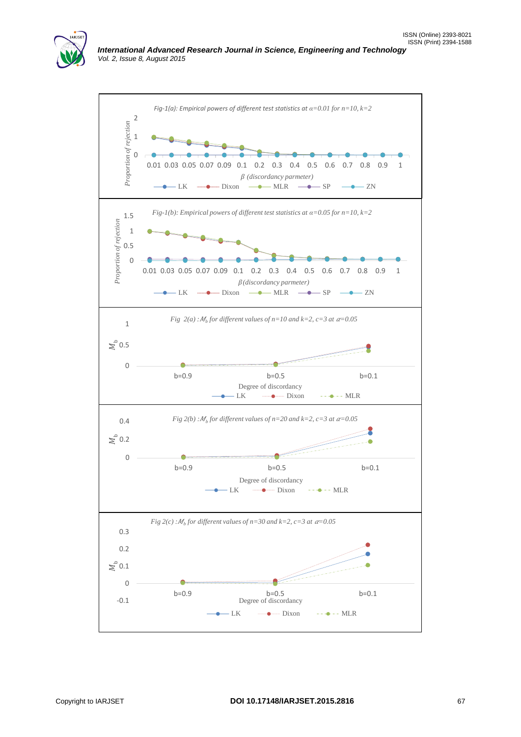*Fig-1(a): Empirical powers of different test statistics at $\alpha$=0.01 for n=10, k=2*

*Fig-1(b): Empirical powers of different test statistics at $\alpha$=0.05 for n=10, k=2*

*Fig 2(a) : $M_b$ for different values of n=10 and k=2, c=3 at $\alpha$=0.05*

*Fig 2(b) : $M_b$ for different values of n=20 and k=2, c=3 at $\alpha$=0.05*

*Fig 2(c) : $M_b$ for different values of n=30 and k=2, c=3 at $\alpha$=0.05*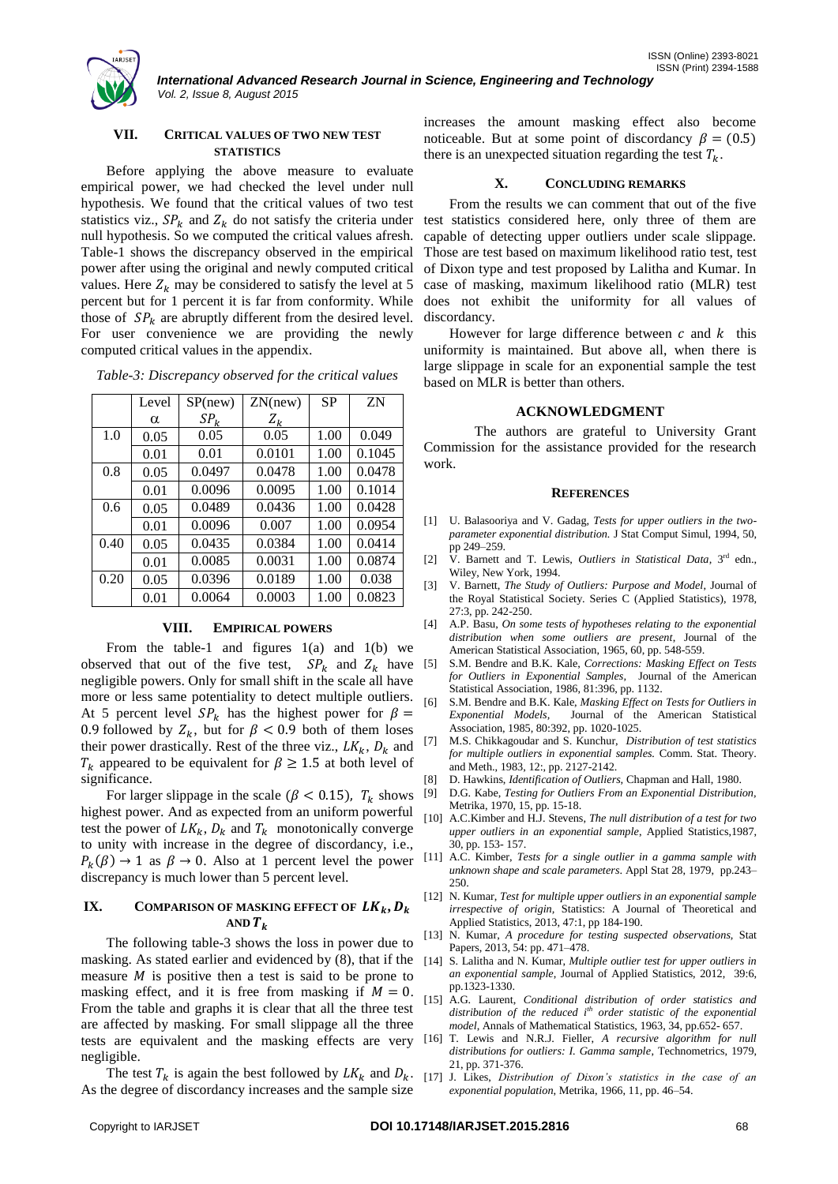## VII. Critical Values of Two New Test Statistics

Before applying the above measure to evaluate empirical power, we had checked the level under null hypothesis. We found that the critical values of two test statistics viz., $SP_k$ and $Z_k$ do not satisfy the criteria under null hypothesis. So we computed the critical values afresh. Table-1 shows the discrepancy observed in the empirical power after using the original and newly computed critical values. Here $Z_k$ may be considered to satisfy the level at 5 percent but for 1 percent it is far from conformity. While those of $SP_k$ are abruptly different from the desired level. For user convenience we are providing the newly computed critical values in the appendix.

*Table-3: Discrepancy observed for the critical values*

| | Level $\alpha$ | SP(new) $SP_k$ | ZN(new) $Z_k$ | SP | ZN |
|---|---|---|---|---|---|
| 1.0 | 0.05 | 0.05 | 0.05 | 1.00 | 0.049 |
| | 0.01 | 0.01 | 0.0101 | 1.00 | 0.1045 |
| 0.8 | 0.05 | 0.0497 | 0.0478 | 1.00 | 0.0478 |
| | 0.01 | 0.0096 | 0.0095 | 1.00 | 0.1014 |
| 0.6 | 0.05 | 0.0489 | 0.0436 | 1.00 | 0.0428 |
| | 0.01 | 0.0096 | 0.007 | 1.00 | 0.0954 |
| 0.40 | 0.05 | 0.0435 | 0.0384 | 1.00 | 0.0414 |
| | 0.01 | 0.0085 | 0.0031 | 1.00 | 0.0874 |
| 0.20 | 0.05 | 0.0396 | 0.0189 | 1.00 | 0.038 |
| | 0.01 | 0.0064 | 0.0003 | 1.00 | 0.0823 |

## VIII. Empirical Powers

From the table-1 and figures 1(a) and 1(b) we observed that out of the five test, $SP_k$ and $Z_k$ have negligible powers. Only for small shift in the scale all have more or less same potentiality to detect multiple outliers. At 5 percent level $SP_k$ has the highest power for $\beta = 0.9$ followed by $Z_k$, but for $\beta < 0.9$ both of them loses their power drastically. Rest of the three viz., $LK_k$, $D_k$ and $T_k$ appeared to be equivalent for $\beta \geq 1.5$ at both level of significance.

For larger slippage in the scale ($\beta < 0.15$), $T_k$ shows highest power. And as expected from an uniform powerful test the power of $LK_k$, $D_k$ and $T_k$ monotonically converge to unity with increase in the degree of discordancy, i.e., $P_k(\beta) \to 1$ as $\beta \to 0$. Also at 1 percent level the power discrepancy is much lower than 5 percent level.

## IX. Comparison of Masking Effect of $LK_k, D_k$ and $T_k$

The following table-3 shows the loss in power due to masking. As stated earlier and evidenced by (8), that if the measure $M$ is positive then a test is said to be prone to masking effect, and it is free from masking if $M = 0$. From the table and graphs it is clear that all the three test are affected by masking. For small slippage all the three tests are equivalent and the masking effects are very negligible.

The test $T_k$ is again the best followed by $LK_k$ and $D_k$. As the degree of discordancy increases and the sample size increases the amount masking effect also become noticeable. But at some point of discordancy $\beta = (0.5)$ there is an unexpected situation regarding the test $T_k$.

## X. Concluding Remarks

From the results we can comment that out of the five test statistics considered here, only three of them are capable of detecting upper outliers under scale slippage. Those are test based on maximum likelihood ratio test, test of Dixon type and test proposed by Lalitha and Kumar. In case of masking, maximum likelihood ratio (MLR) test does not exhibit the uniformity for all values of discordancy.

However for large difference between $c$ and $k$ this uniformity is maintained. But above all, when there is large slippage in scale for an exponential sample the test based on MLR is better than others.

## Acknowledgment

The authors are grateful to University Grant Commission for the assistance provided for the research work.

## References

[1] U. Balasooriya and V. Gadag, *Tests for upper outliers in the two-parameter exponential distribution.* J Stat Comput Simul, 1994, 50, pp 249–259.

[2] V. Barnett and T. Lewis, *Outliers in Statistical Data*, 3rd edn., Wiley, New York, 1994.

[3] V. Barnett, *The Study of Outliers: Purpose and Model*, Journal of the Royal Statistical Society. Series C (Applied Statistics), 1978, 27:3, pp. 242-250.

[4] A.P. Basu, *On some tests of hypotheses relating to the exponential distribution when some outliers are present*, Journal of the American Statistical Association, 1965, 60, pp. 548-559.

[5] S.M. Bendre and B.K. Kale, *Corrections: Masking Effect on Tests for Outliers in Exponential Samples*, Journal of the American Statistical Association, 1986, 81:396, pp. 1132.

[6] S.M. Bendre and B.K. Kale, *Masking Effect on Tests for Outliers in Exponential Models*, Journal of the American Statistical Association, 1985, 80:392, pp. 1020-1025.

[7] M.S. Chikkagoudar and S. Kunchur, *Distribution of test statistics for multiple outliers in exponential samples.* Comm. Stat. Theory. and Meth., 1983, 12:, pp. 2127-2142.

[8] D. Hawkins, *Identification of Outliers*, Chapman and Hall, 1980.

[9] D.G. Kabe, *Testing for Outliers From an Exponential Distribution*, Metrika, 1970, 15, pp. 15-18.

[10] A.C.Kimber and H.J. Stevens, *The null distribution of a test for two upper outliers in an exponential sample*, Applied Statistics,1987, 30, pp. 153- 157.

[11] A.C. Kimber, *Tests for a single outlier in a gamma sample with unknown shape and scale parameters*. Appl Stat 28, 1979, pp.243–250.

[12] N. Kumar, *Test for multiple upper outliers in an exponential sample irrespective of origin*, Statistics: A Journal of Theoretical and Applied Statistics, 2013, 47:1, pp 184-190.

[13] N. Kumar, *A procedure for testing suspected observations*, Stat Papers, 2013, 54: pp. 471–478.

[14] S. Lalitha and N. Kumar, *Multiple outlier test for upper outliers in an exponential sample*, Journal of Applied Statistics, 2012, 39:6, pp.1323-1330.

[15] A.G. Laurent, *Conditional distribution of order statistics and distribution of the reduced ith order statistic of the exponential model*, Annals of Mathematical Statistics, 1963, 34, pp.652- 657.

[16] T. Lewis and N.R.J. Fieller, *A recursive algorithm for null distributions for outliers: I. Gamma sample*, Technometrics, 1979, 21, pp. 371-376.

[17] J. Likes, *Distribution of Dixon's statistics in the case of an exponential population*, Metrika, 1966, 11, pp. 46–54.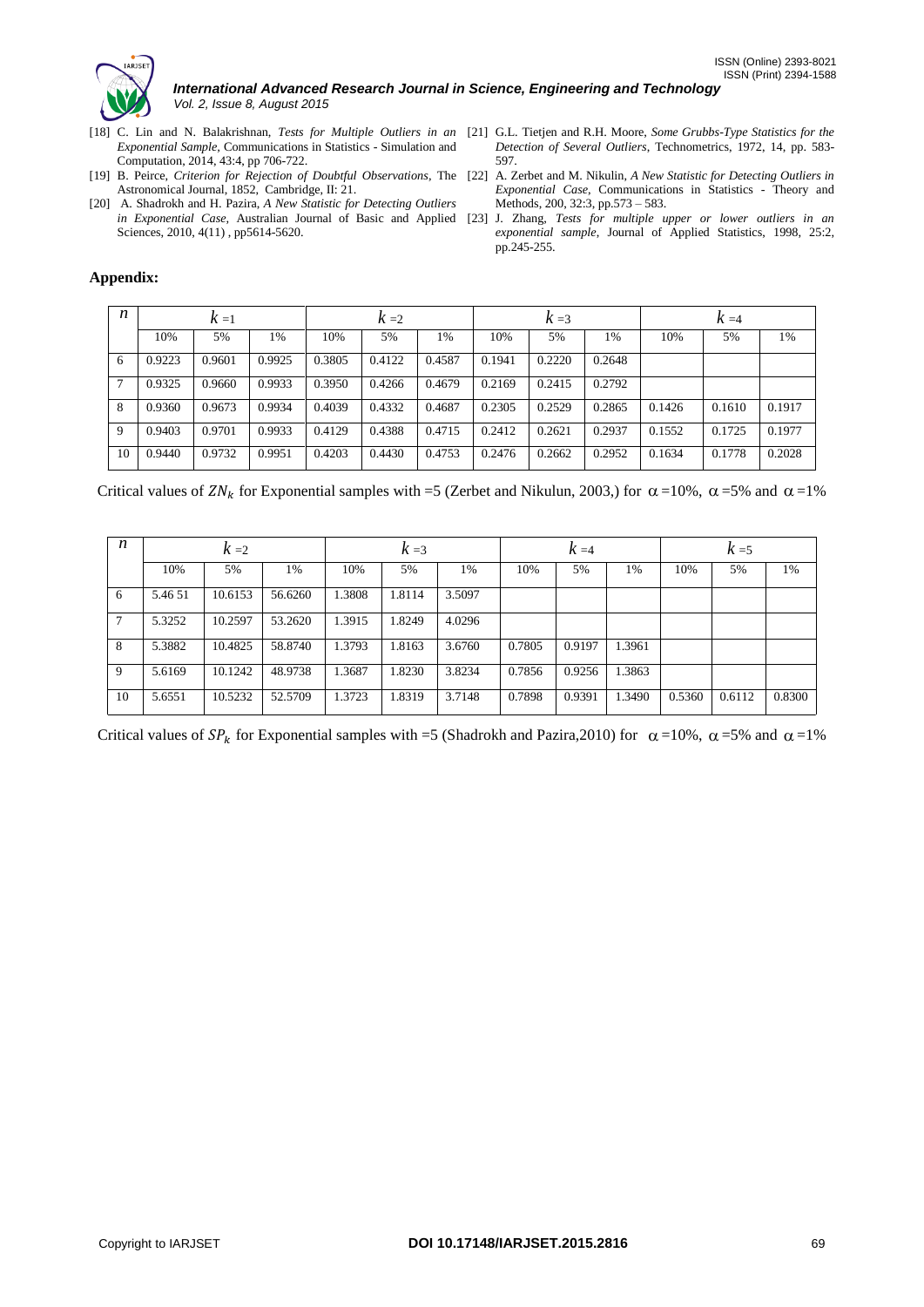[18] C. Lin and N. Balakrishnan, *Tests for Multiple Outliers in an Exponential Sample*, Communications in Statistics - Simulation and Computation, 2014, 43:4, pp 706-722.

[19] B. Peirce, *Criterion for Rejection of Doubtful Observations*, The Astronomical Journal, 1852, Cambridge, II: 21.

[20] A. Shadrokh and H. Pazira, *A New Statistic for Detecting Outliers in Exponential Case*, Australian Journal of Basic and Applied Sciences, 2010, 4(11) , pp5614-5620.

[21] G.L. Tietjen and R.H. Moore, *Some Grubbs-Type Statistics for the Detection of Several Outliers*, Technometrics, 1972, 14, pp. 583-597.

[22] A. Zerbet and M. Nikulin, *A New Statistic for Detecting Outliers in Exponential Case*, Communications in Statistics - Theory and Methods, 200, 32:3, pp.573 – 583.

[23] J. Zhang, *Tests for multiple upper or lower outliers in an exponential sample*, Journal of Applied Statistics, 1998, 25:2, pp.245-255.

## Appendix:

| $n$ | $k=1$ | | | $k=2$ | | | $k=3$ | | | $k=4$ | | |
|---|---|---|---|---|---|---|---|---|---|---|---|---|
| | 10% | 5% | 1% | 10% | 5% | 1% | 10% | 5% | 1% | 10% | 5% | 1% |
| 6 | 0.9223 | 0.9601 | 0.9925 | 0.3805 | 0.4122 | 0.4587 | 0.1941 | 0.2220 | 0.2648 | | | |
| 7 | 0.9325 | 0.9660 | 0.9933 | 0.3950 | 0.4266 | 0.4679 | 0.2169 | 0.2415 | 0.2792 | | | |
| 8 | 0.9360 | 0.9673 | 0.9934 | 0.4039 | 0.4332 | 0.4687 | 0.2305 | 0.2529 | 0.2865 | 0.1426 | 0.1610 | 0.1917 |
| 9 | 0.9403 | 0.9701 | 0.9933 | 0.4129 | 0.4388 | 0.4715 | 0.2412 | 0.2621 | 0.2937 | 0.1552 | 0.1725 | 0.1977 |
| 10 | 0.9440 | 0.9732 | 0.9951 | 0.4203 | 0.4430 | 0.4753 | 0.2476 | 0.2662 | 0.2952 | 0.1634 | 0.1778 | 0.2028 |

Critical values of $ZN_k$ for Exponential samples with =5 (Zerbet and Nikulun, 2003,) for $\alpha$=10%, $\alpha$=5% and $\alpha$=1%

| $n$ | $k=2$ | | | $k=3$ | | | $k=4$ | | | $k=5$ | | |
|---|---|---|---|---|---|---|---|---|---|---|---|---|
| | 10% | 5% | 1% | 10% | 5% | 1% | 10% | 5% | 1% | 10% | 5% | 1% |
| 6 | 5.46 51 | 10.6153 | 56.6260 | 1.3808 | 1.8114 | 3.5097 | | | | | | |
| 7 | 5.3252 | 10.2597 | 53.2620 | 1.3915 | 1.8249 | 4.0296 | | | | | | |
| 8 | 5.3882 | 10.4825 | 58.8740 | 1.3793 | 1.8163 | 3.6760 | 0.7805 | 0.9197 | 1.3961 | | | |
| 9 | 5.6169 | 10.1242 | 48.9738 | 1.3687 | 1.8230 | 3.8234 | 0.7856 | 0.9256 | 1.3863 | | | |
| 10 | 5.6551 | 10.5232 | 52.5709 | 1.3723 | 1.8319 | 3.7148 | 0.7898 | 0.9391 | 1.3490 | 0.5360 | 0.6112 | 0.8300 |

Critical values of $SP_k$ for Exponential samples with =5 (Shadrokh and Pazira,2010) for $\alpha$=10%, $\alpha$=5% and $\alpha$=1%